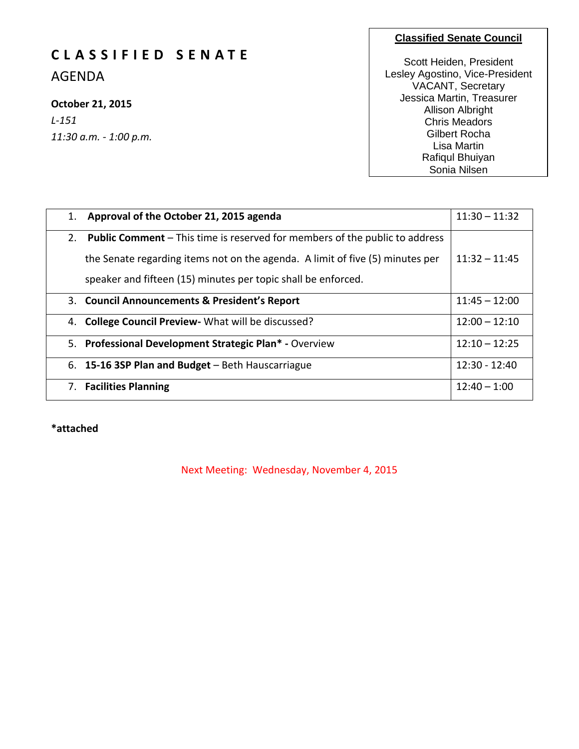# C L A S S I F I E D   S E N A T E

AGENDA

**October 21, 2015**

*L-151*

*11:30 a.m. - 1:00 p.m.*

**Classified Senate Council**

Scott Heiden, President
Lesley Agostino, Vice-President
VACANT, Secretary
Jessica Martin, Treasurer
Allison Albright
Chris Meadors
Gilbert Rocha
Lisa Martin
Rafiqul Bhuiyan
Sonia Nilsen

| | |
|---|---|
| 1. **Approval of the October 21, 2015 agenda** | 11:30 – 11:32 |
| 2. **Public Comment** – This time is reserved for members of the public to address the Senate regarding items not on the agenda. A limit of five (5) minutes per speaker and fifteen (15) minutes per topic shall be enforced. | 11:32 – 11:45 |
| 3. **Council Announcements & President's Report** | 11:45 – 12:00 |
| 4. **College Council Preview-** What will be discussed? | 12:00 – 12:10 |
| 5. **Professional Development Strategic Plan\* -** Overview | 12:10 – 12:25 |
| 6. **15-16 3SP Plan and Budget** – Beth Hauscarriague | 12:30 - 12:40 |
| 7. **Facilities Planning** | 12:40 – 1:00 |

**\*attached**

Next Meeting: Wednesday, November 4, 2015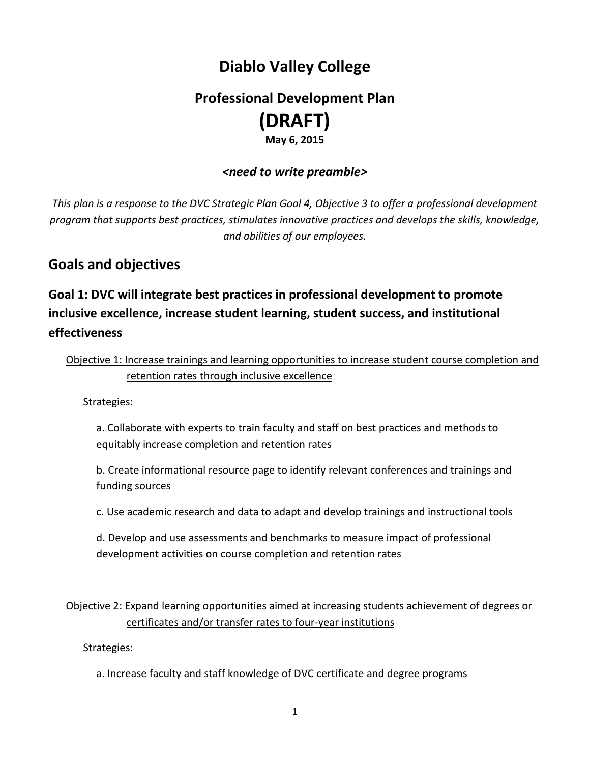# Diablo Valley College

## Professional Development Plan

## (DRAFT)

**May 6, 2015**

***<need to write preamble>***

*This plan is a response to the DVC Strategic Plan Goal 4, Objective 3 to offer a professional development program that supports best practices, stimulates innovative practices and develops the skills, knowledge, and abilities of our employees.*

## Goals and objectives

### Goal 1: DVC will integrate best practices in professional development to promote inclusive excellence, increase student learning, student success, and institutional effectiveness

<u>Objective 1: Increase trainings and learning opportunities to increase student course completion and retention rates through inclusive excellence</u>

Strategies:

a. Collaborate with experts to train faculty and staff on best practices and methods to equitably increase completion and retention rates

b. Create informational resource page to identify relevant conferences and trainings and funding sources

c. Use academic research and data to adapt and develop trainings and instructional tools

d. Develop and use assessments and benchmarks to measure impact of professional development activities on course completion and retention rates

<u>Objective 2: Expand learning opportunities aimed at increasing students achievement of degrees or certificates and/or transfer rates to four-year institutions</u>

Strategies:

a. Increase faculty and staff knowledge of DVC certificate and degree programs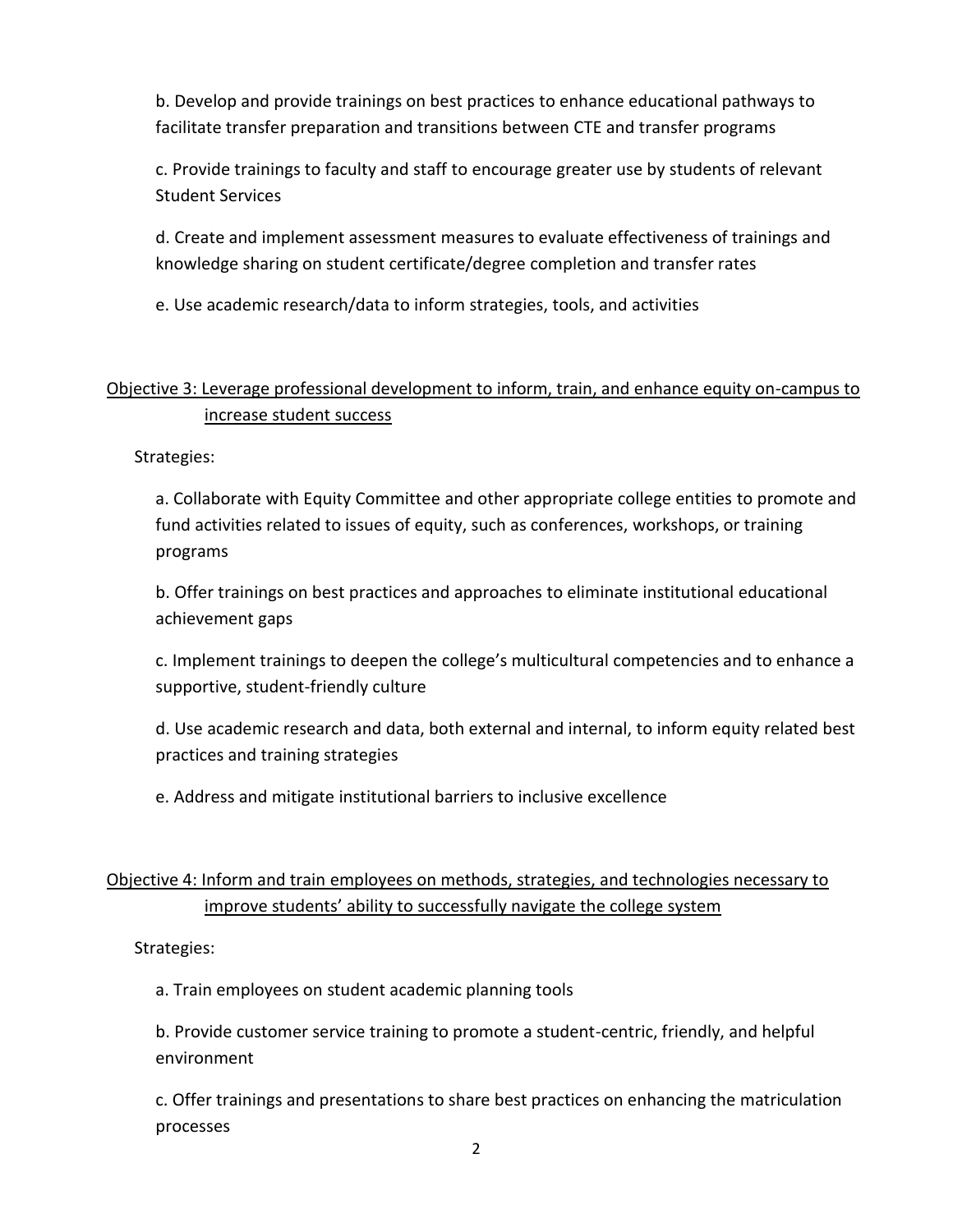b. Develop and provide trainings on best practices to enhance educational pathways to facilitate transfer preparation and transitions between CTE and transfer programs

c. Provide trainings to faculty and staff to encourage greater use by students of relevant Student Services

d. Create and implement assessment measures to evaluate effectiveness of trainings and knowledge sharing on student certificate/degree completion and transfer rates

e. Use academic research/data to inform strategies, tools, and activities

<u>Objective 3: Leverage professional development to inform, train, and enhance equity on-campus to increase student success</u>

Strategies:

a. Collaborate with Equity Committee and other appropriate college entities to promote and fund activities related to issues of equity, such as conferences, workshops, or training programs

b. Offer trainings on best practices and approaches to eliminate institutional educational achievement gaps

c. Implement trainings to deepen the college's multicultural competencies and to enhance a supportive, student-friendly culture

d. Use academic research and data, both external and internal, to inform equity related best practices and training strategies

e. Address and mitigate institutional barriers to inclusive excellence

<u>Objective 4: Inform and train employees on methods, strategies, and technologies necessary to improve students' ability to successfully navigate the college system</u>

Strategies:

a. Train employees on student academic planning tools

b. Provide customer service training to promote a student-centric, friendly, and helpful environment

c. Offer trainings and presentations to share best practices on enhancing the matriculation processes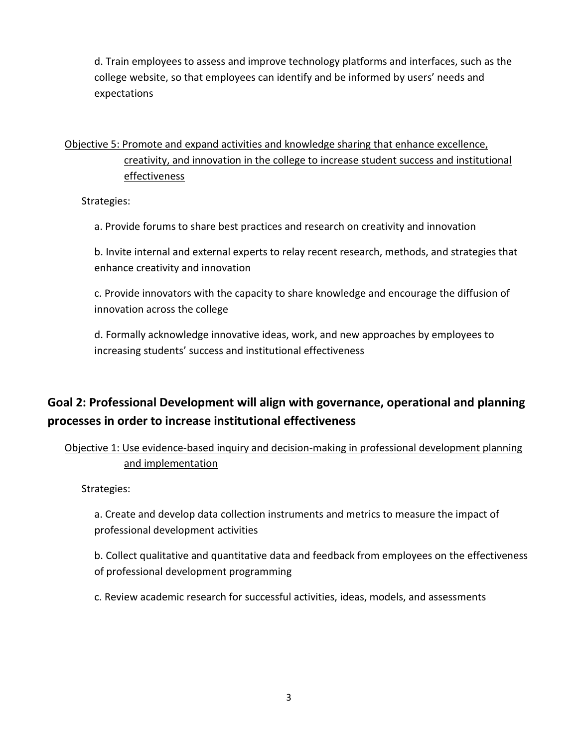d. Train employees to assess and improve technology platforms and interfaces, such as the college website, so that employees can identify and be informed by users' needs and expectations

<u>Objective 5: Promote and expand activities and knowledge sharing that enhance excellence, creativity, and innovation in the college to increase student success and institutional effectiveness</u>

Strategies:

a. Provide forums to share best practices and research on creativity and innovation

b. Invite internal and external experts to relay recent research, methods, and strategies that enhance creativity and innovation

c. Provide innovators with the capacity to share knowledge and encourage the diffusion of innovation across the college

d. Formally acknowledge innovative ideas, work, and new approaches by employees to increasing students' success and institutional effectiveness

## Goal 2: Professional Development will align with governance, operational and planning processes in order to increase institutional effectiveness

<u>Objective 1: Use evidence-based inquiry and decision-making in professional development planning and implementation</u>

Strategies:

a. Create and develop data collection instruments and metrics to measure the impact of professional development activities

b. Collect qualitative and quantitative data and feedback from employees on the effectiveness of professional development programming

c. Review academic research for successful activities, ideas, models, and assessments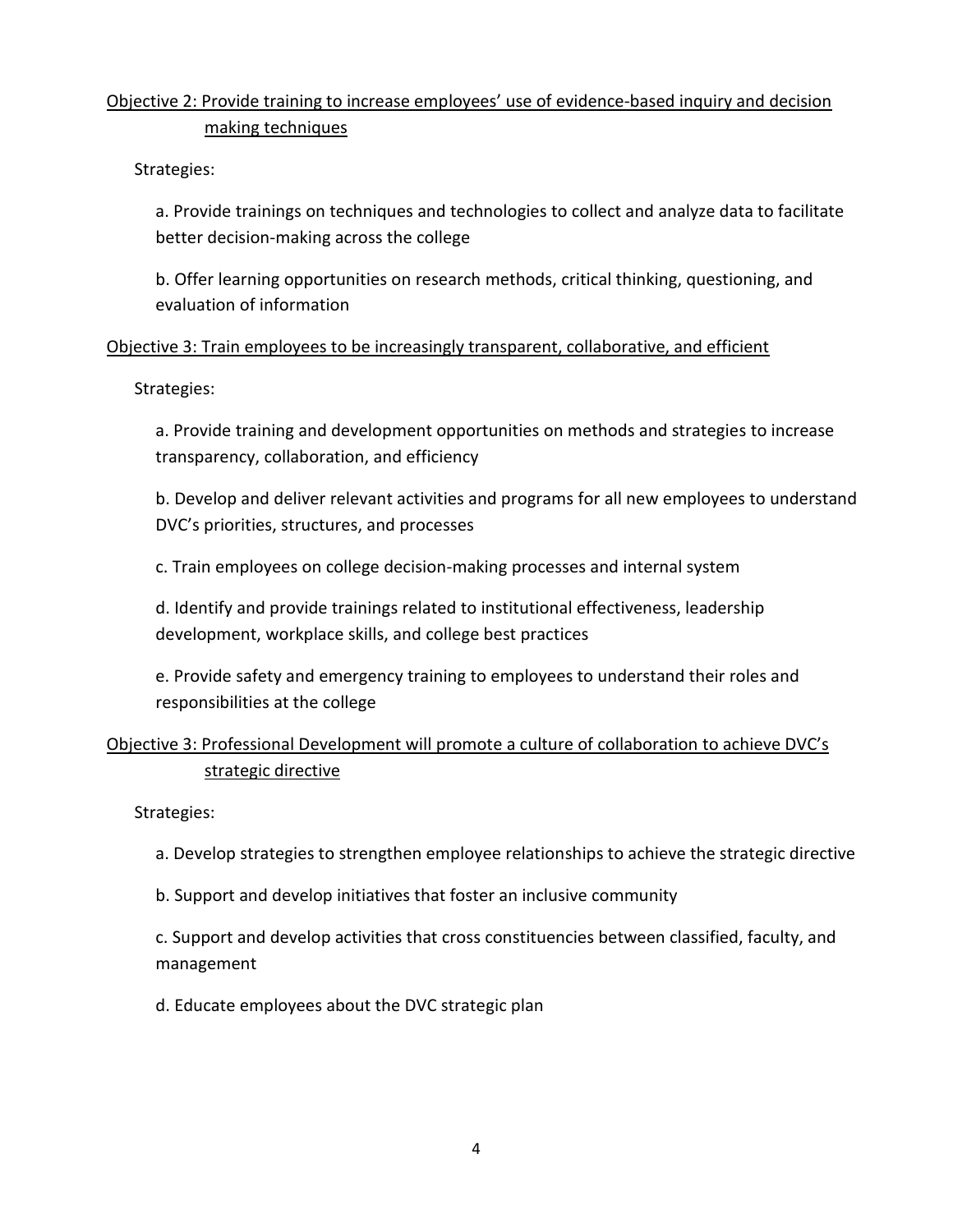<u>Objective 2: Provide training to increase employees' use of evidence-based inquiry and decision making techniques</u>

Strategies:

a. Provide trainings on techniques and technologies to collect and analyze data to facilitate better decision-making across the college

b. Offer learning opportunities on research methods, critical thinking, questioning, and evaluation of information

<u>Objective 3: Train employees to be increasingly transparent, collaborative, and efficient</u>

Strategies:

a. Provide training and development opportunities on methods and strategies to increase transparency, collaboration, and efficiency

b. Develop and deliver relevant activities and programs for all new employees to understand DVC's priorities, structures, and processes

c. Train employees on college decision-making processes and internal system

d. Identify and provide trainings related to institutional effectiveness, leadership development, workplace skills, and college best practices

e. Provide safety and emergency training to employees to understand their roles and responsibilities at the college

<u>Objective 3: Professional Development will promote a culture of collaboration to achieve DVC's strategic directive</u>

Strategies:

a. Develop strategies to strengthen employee relationships to achieve the strategic directive

b. Support and develop initiatives that foster an inclusive community

c. Support and develop activities that cross constituencies between classified, faculty, and management

d. Educate employees about the DVC strategic plan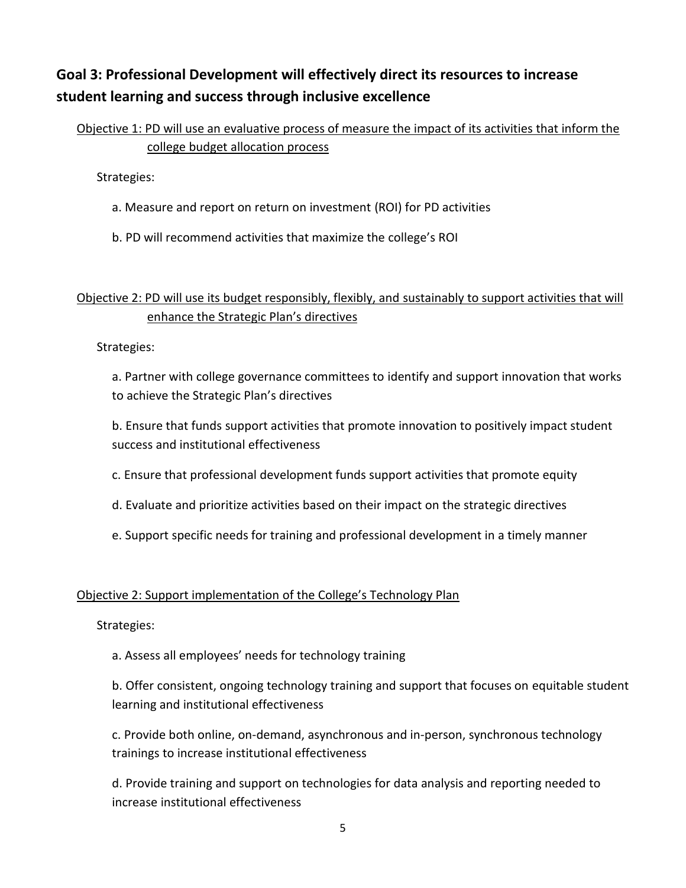## Goal 3: Professional Development will effectively direct its resources to increase student learning and success through inclusive excellence

Objective 1: PD will use an evaluative process of measure the impact of its activities that inform the college budget allocation process

Strategies:

a. Measure and report on return on investment (ROI) for PD activities

b. PD will recommend activities that maximize the college's ROI

Objective 2: PD will use its budget responsibly, flexibly, and sustainably to support activities that will enhance the Strategic Plan's directives

Strategies:

a. Partner with college governance committees to identify and support innovation that works to achieve the Strategic Plan's directives

b. Ensure that funds support activities that promote innovation to positively impact student success and institutional effectiveness

c. Ensure that professional development funds support activities that promote equity

d. Evaluate and prioritize activities based on their impact on the strategic directives

e. Support specific needs for training and professional development in a timely manner

Objective 2: Support implementation of the College's Technology Plan

Strategies:

a. Assess all employees' needs for technology training

b. Offer consistent, ongoing technology training and support that focuses on equitable student learning and institutional effectiveness

c. Provide both online, on-demand, asynchronous and in-person, synchronous technology trainings to increase institutional effectiveness

d. Provide training and support on technologies for data analysis and reporting needed to increase institutional effectiveness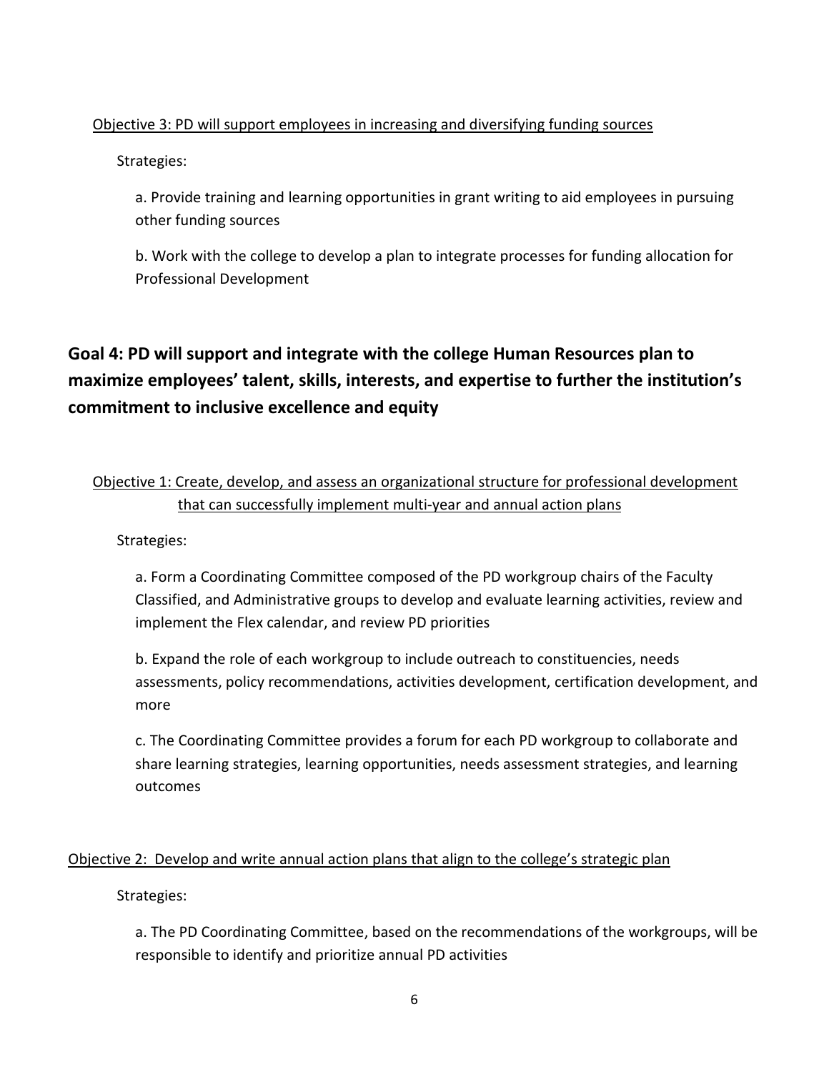<u>Objective 3: PD will support employees in increasing and diversifying funding sources</u>

Strategies:

a. Provide training and learning opportunities in grant writing to aid employees in pursuing other funding sources

b. Work with the college to develop a plan to integrate processes for funding allocation for Professional Development

## Goal 4: PD will support and integrate with the college Human Resources plan to maximize employees' talent, skills, interests, and expertise to further the institution's commitment to inclusive excellence and equity

<u>Objective 1: Create, develop, and assess an organizational structure for professional development that can successfully implement multi-year and annual action plans</u>

Strategies:

a. Form a Coordinating Committee composed of the PD workgroup chairs of the Faculty Classified, and Administrative groups to develop and evaluate learning activities, review and implement the Flex calendar, and review PD priorities

b. Expand the role of each workgroup to include outreach to constituencies, needs assessments, policy recommendations, activities development, certification development, and more

c. The Coordinating Committee provides a forum for each PD workgroup to collaborate and share learning strategies, learning opportunities, needs assessment strategies, and learning outcomes

<u>Objective 2: Develop and write annual action plans that align to the college's strategic plan</u>

Strategies:

a. The PD Coordinating Committee, based on the recommendations of the workgroups, will be responsible to identify and prioritize annual PD activities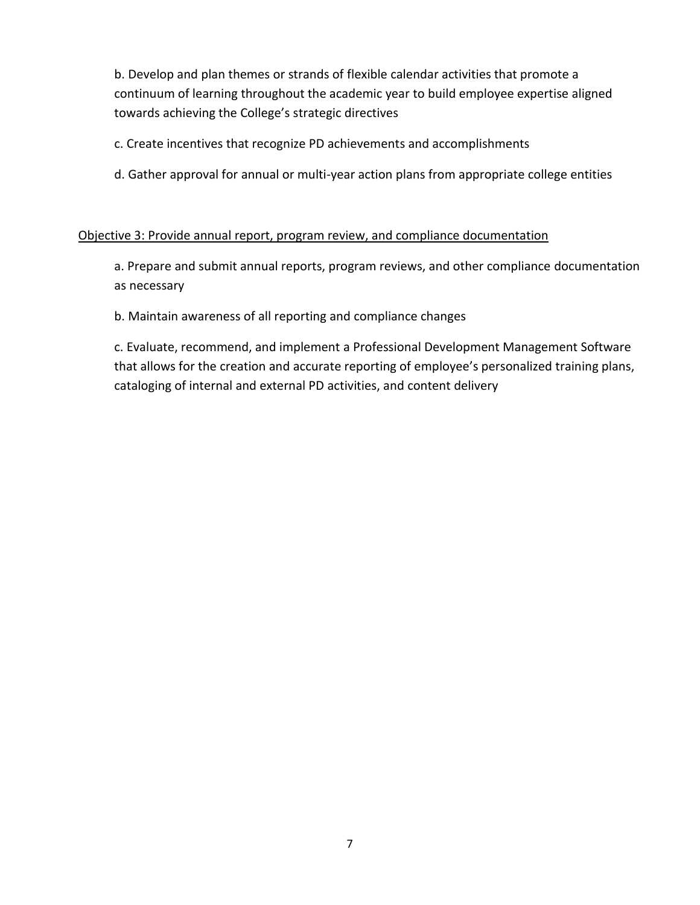b. Develop and plan themes or strands of flexible calendar activities that promote a continuum of learning throughout the academic year to build employee expertise aligned towards achieving the College's strategic directives

c. Create incentives that recognize PD achievements and accomplishments

d. Gather approval for annual or multi-year action plans from appropriate college entities

<u>Objective 3: Provide annual report, program review, and compliance documentation</u>

a. Prepare and submit annual reports, program reviews, and other compliance documentation as necessary

b. Maintain awareness of all reporting and compliance changes

c. Evaluate, recommend, and implement a Professional Development Management Software that allows for the creation and accurate reporting of employee's personalized training plans, cataloging of internal and external PD activities, and content delivery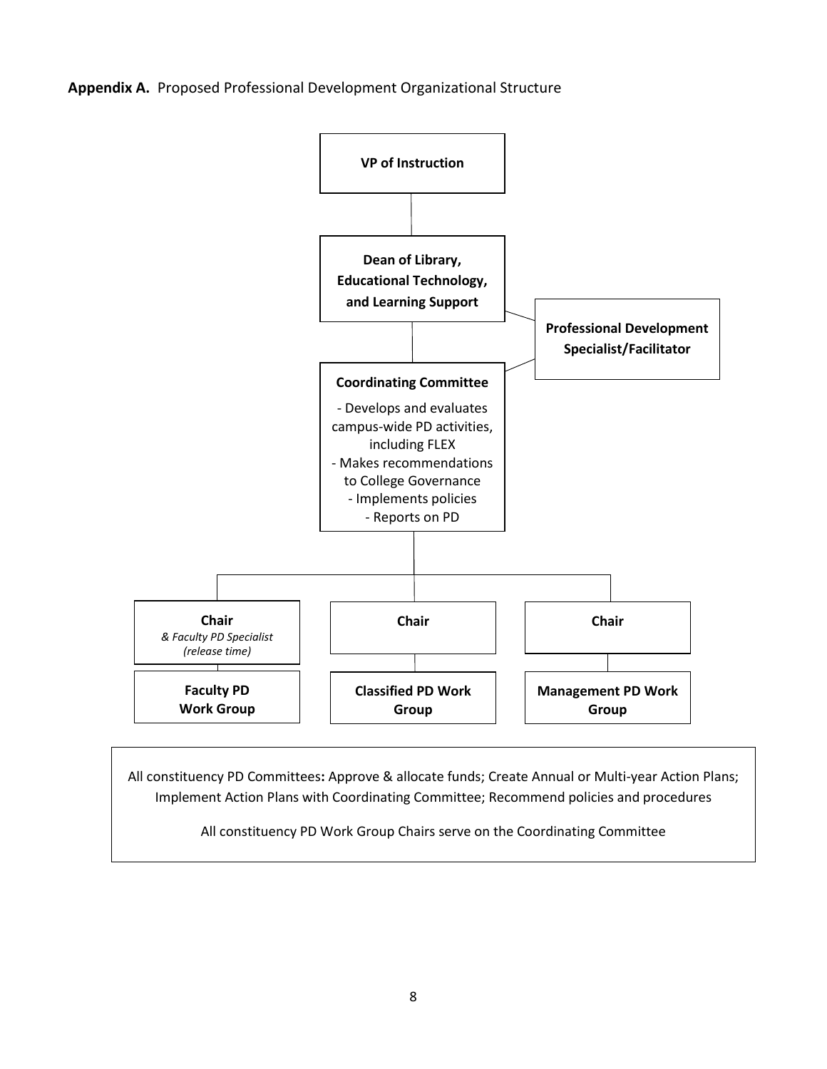**Appendix A.** Proposed Professional Development Organizational Structure

**VP of Instruction**

**Dean of Library, Educational Technology, and Learning Support**

**Professional Development Specialist/Facilitator**

**Coordinating Committee**

- Develops and evaluates campus-wide PD activities, including FLEX
- Makes recommendations to College Governance
- Implements policies
- Reports on PD

**Chair**
*& Faculty PD Specialist (release time)*

**Faculty PD Work Group**

**Chair**

**Classified PD Work Group**

**Chair**

**Management PD Work Group**

All constituency PD Committees**:** Approve & allocate funds; Create Annual or Multi-year Action Plans; Implement Action Plans with Coordinating Committee; Recommend policies and procedures

All constituency PD Work Group Chairs serve on the Coordinating Committee